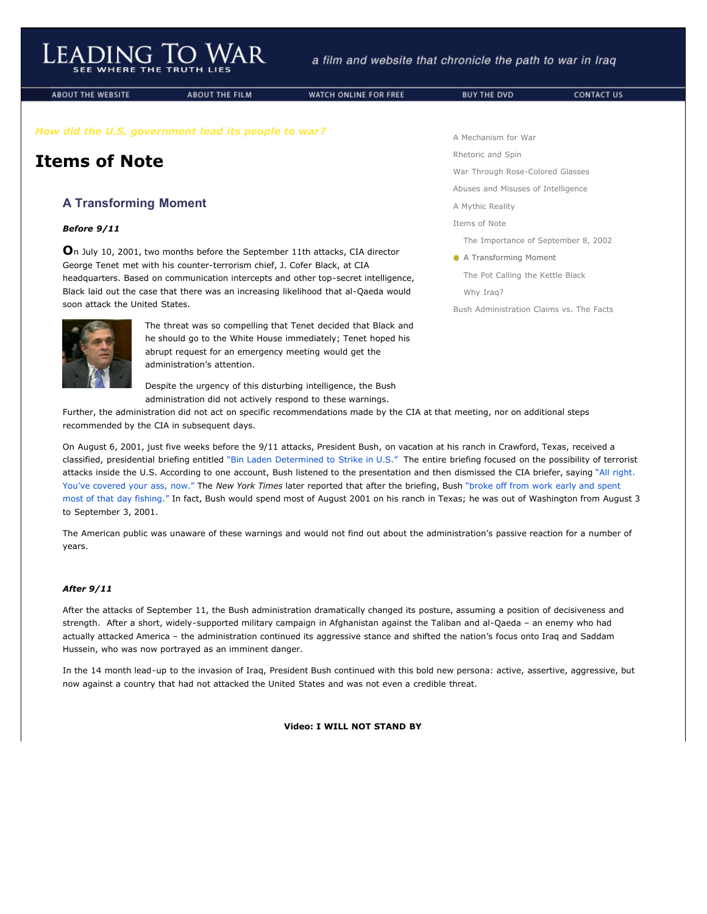# Leading To War

SEE WHERE THE TRUTH LIES

*a film and website that chronicle the path to war in Iraq*

ABOUT THE WEBSITE | ABOUT THE FILM | WATCH ONLINE FOR FREE | BUY THE DVD | CONTACT US

*How did the U.S. government lead its people to war?*

- A Mechanism for War
- Rhetoric and Spin
- War Through Rose-Colored Glasses
- Abuses and Misuses of Intelligence
- A Mythic Reality
- Items of Note
  - The Importance of September 8, 2002
  - A Transforming Moment
  - The Pot Calling the Kettle Black
  - Why Iraq?
- Bush Administration Claims vs. The Facts

# Items of Note

## A Transforming Moment

***Before 9/11***

On July 10, 2001, two months before the September 11th attacks, CIA director George Tenet met with his counter-terrorism chief, J. Cofer Black, at CIA headquarters. Based on communication intercepts and other top-secret intelligence, Black laid out the case that there was an increasing likelihood that al-Qaeda would soon attack the United States.

The threat was so compelling that Tenet decided that Black and he should go to the White House immediately; Tenet hoped his abrupt request for an emergency meeting would get the administration's attention.

Despite the urgency of this disturbing intelligence, the Bush administration did not actively respond to these warnings. Further, the administration did not act on specific recommendations made by the CIA at that meeting, nor on additional steps recommended by the CIA in subsequent days.

On August 6, 2001, just five weeks before the 9/11 attacks, President Bush, on vacation at his ranch in Crawford, Texas, received a classified, presidential briefing entitled "Bin Laden Determined to Strike in U.S." The entire briefing focused on the possibility of terrorist attacks inside the U.S. According to one account, Bush listened to the presentation and then dismissed the CIA briefer, saying "All right. You've covered your ass, now." The *New York Times* later reported that after the briefing, Bush "broke off from work early and spent most of that day fishing." In fact, Bush would spend most of August 2001 on his ranch in Texas; he was out of Washington from August 3 to September 3, 2001.

The American public was unaware of these warnings and would not find out about the administration's passive reaction for a number of years.

***After 9/11***

After the attacks of September 11, the Bush administration dramatically changed its posture, assuming a position of decisiveness and strength. After a short, widely-supported military campaign in Afghanistan against the Taliban and al-Qaeda – an enemy who had actually attacked America – the administration continued its aggressive stance and shifted the nation's focus onto Iraq and Saddam Hussein, who was now portrayed as an imminent danger.

In the 14 month lead-up to the invasion of Iraq, President Bush continued with this bold new persona: active, assertive, aggressive, but now against a country that had not attacked the United States and was not even a credible threat.

**Video: I WILL NOT STAND BY**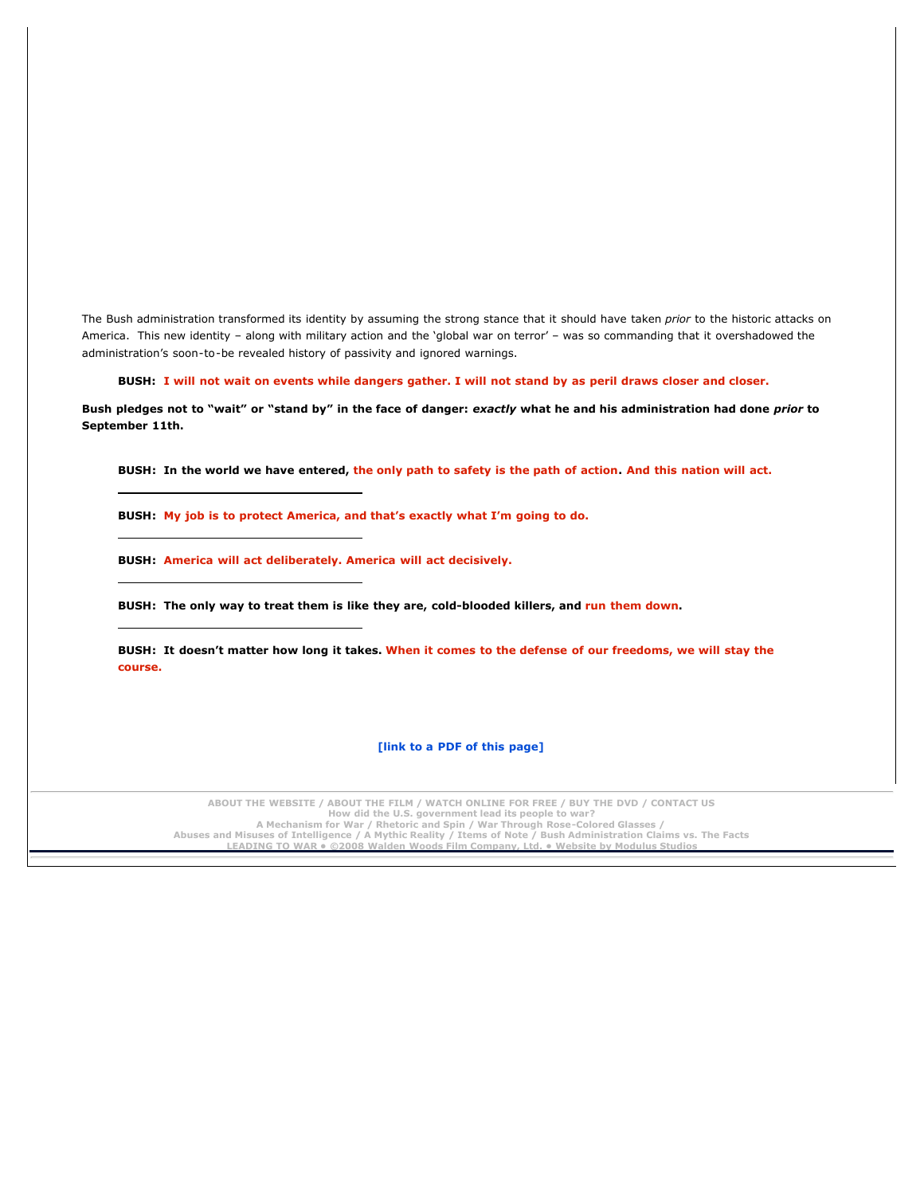The Bush administration transformed its identity by assuming the strong stance that it should have taken *prior* to the historic attacks on America. This new identity – along with military action and the 'global war on terror' – was so commanding that it overshadowed the administration's soon-to-be revealed history of passivity and ignored warnings.

> **BUSH: I will not wait on events while dangers gather. I will not stand by as peril draws closer and closer.**

**Bush pledges not to "wait" or "stand by" in the face of danger: *exactly* what he and his administration had done *prior* to September 11th.**

> **BUSH: In the world we have entered, the only path to safety is the path of action. And this nation will act.**

---

> **BUSH: My job is to protect America, and that's exactly what I'm going to do.**

---

> **BUSH: America will act deliberately. America will act decisively.**

---

> **BUSH: The only way to treat them is like they are, cold-blooded killers, and run them down.**

---

> **BUSH: It doesn't matter how long it takes. When it comes to the defense of our freedoms, we will stay the course.**

**[link to a PDF of this page]**

ABOUT THE WEBSITE / ABOUT THE FILM / WATCH ONLINE FOR FREE / BUY THE DVD / CONTACT US
How did the U.S. government lead its people to war?
A Mechanism for War / Rhetoric and Spin / War Through Rose-Colored Glasses /
Abuses and Misuses of Intelligence / A Mythic Reality / Items of Note / Bush Administration Claims vs. The Facts
LEADING TO WAR • ©2008 Walden Woods Film Company, Ltd. • Website by Modulus Studios